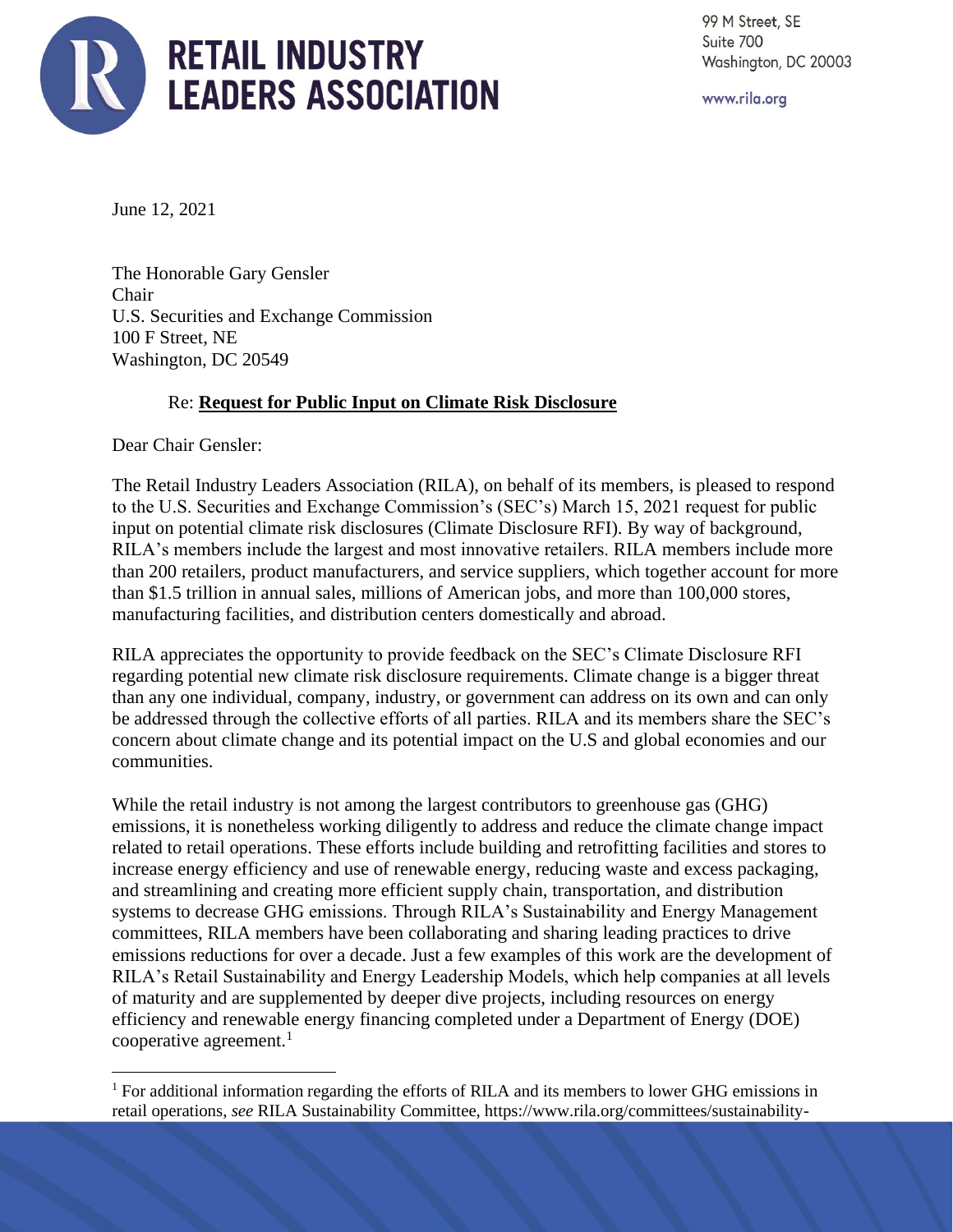# RETAIL INDUSTRY LEADERS ASSOCIATION

99 M Street, SE
Suite 700
Washington, DC 20003

www.rila.org

June 12, 2021

The Honorable Gary Gensler
Chair
U.S. Securities and Exchange Commission
100 F Street, NE
Washington, DC 20549

Re: **Request for Public Input on Climate Risk Disclosure**

Dear Chair Gensler:

The Retail Industry Leaders Association (RILA), on behalf of its members, is pleased to respond to the U.S. Securities and Exchange Commission's (SEC's) March 15, 2021 request for public input on potential climate risk disclosures (Climate Disclosure RFI). By way of background, RILA's members include the largest and most innovative retailers. RILA members include more than 200 retailers, product manufacturers, and service suppliers, which together account for more than \$1.5 trillion in annual sales, millions of American jobs, and more than 100,000 stores, manufacturing facilities, and distribution centers domestically and abroad.

RILA appreciates the opportunity to provide feedback on the SEC's Climate Disclosure RFI regarding potential new climate risk disclosure requirements. Climate change is a bigger threat than any one individual, company, industry, or government can address on its own and can only be addressed through the collective efforts of all parties. RILA and its members share the SEC's concern about climate change and its potential impact on the U.S and global economies and our communities.

While the retail industry is not among the largest contributors to greenhouse gas (GHG) emissions, it is nonetheless working diligently to address and reduce the climate change impact related to retail operations. These efforts include building and retrofitting facilities and stores to increase energy efficiency and use of renewable energy, reducing waste and excess packaging, and streamlining and creating more efficient supply chain, transportation, and distribution systems to decrease GHG emissions. Through RILA's Sustainability and Energy Management committees, RILA members have been collaborating and sharing leading practices to drive emissions reductions for over a decade. Just a few examples of this work are the development of RILA's Retail Sustainability and Energy Leadership Models, which help companies at all levels of maturity and are supplemented by deeper dive projects, including resources on energy efficiency and renewable energy financing completed under a Department of Energy (DOE) cooperative agreement.[1]

[1] For additional information regarding the efforts of RILA and its members to lower GHG emissions in retail operations, *see* RILA Sustainability Committee, https://www.rila.org/committees/sustainability-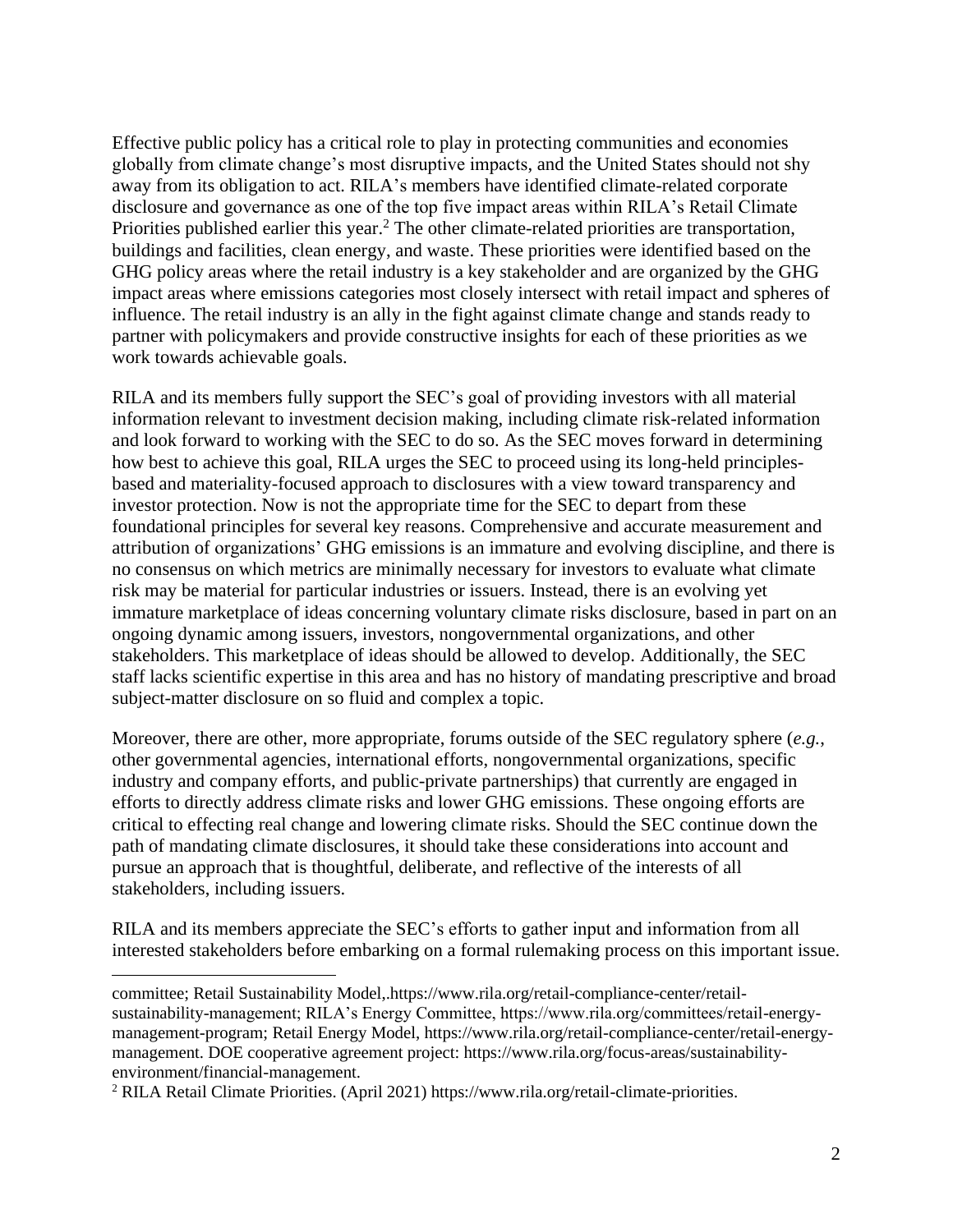Effective public policy has a critical role to play in protecting communities and economies globally from climate change's most disruptive impacts, and the United States should not shy away from its obligation to act. RILA's members have identified climate-related corporate disclosure and governance as one of the top five impact areas within RILA's Retail Climate Priorities published earlier this year.[2] The other climate-related priorities are transportation, buildings and facilities, clean energy, and waste. These priorities were identified based on the GHG policy areas where the retail industry is a key stakeholder and are organized by the GHG impact areas where emissions categories most closely intersect with retail impact and spheres of influence. The retail industry is an ally in the fight against climate change and stands ready to partner with policymakers and provide constructive insights for each of these priorities as we work towards achievable goals.

RILA and its members fully support the SEC's goal of providing investors with all material information relevant to investment decision making, including climate risk-related information and look forward to working with the SEC to do so. As the SEC moves forward in determining how best to achieve this goal, RILA urges the SEC to proceed using its long-held principles-based and materiality-focused approach to disclosures with a view toward transparency and investor protection. Now is not the appropriate time for the SEC to depart from these foundational principles for several key reasons. Comprehensive and accurate measurement and attribution of organizations' GHG emissions is an immature and evolving discipline, and there is no consensus on which metrics are minimally necessary for investors to evaluate what climate risk may be material for particular industries or issuers. Instead, there is an evolving yet immature marketplace of ideas concerning voluntary climate risks disclosure, based in part on an ongoing dynamic among issuers, investors, nongovernmental organizations, and other stakeholders. This marketplace of ideas should be allowed to develop. Additionally, the SEC staff lacks scientific expertise in this area and has no history of mandating prescriptive and broad subject-matter disclosure on so fluid and complex a topic.

Moreover, there are other, more appropriate, forums outside of the SEC regulatory sphere (*e.g.*, other governmental agencies, international efforts, nongovernmental organizations, specific industry and company efforts, and public-private partnerships) that currently are engaged in efforts to directly address climate risks and lower GHG emissions. These ongoing efforts are critical to effecting real change and lowering climate risks. Should the SEC continue down the path of mandating climate disclosures, it should take these considerations into account and pursue an approach that is thoughtful, deliberate, and reflective of the interests of all stakeholders, including issuers.

RILA and its members appreciate the SEC's efforts to gather input and information from all interested stakeholders before embarking on a formal rulemaking process on this important issue.

---

committee; Retail Sustainability Model,.https://www.rila.org/retail-compliance-center/retail-sustainability-management; RILA's Energy Committee, https://www.rila.org/committees/retail-energy-management-program; Retail Energy Model, https://www.rila.org/retail-compliance-center/retail-energy-management. DOE cooperative agreement project: https://www.rila.org/focus-areas/sustainability-environment/financial-management.

[2] RILA Retail Climate Priorities. (April 2021) https://www.rila.org/retail-climate-priorities.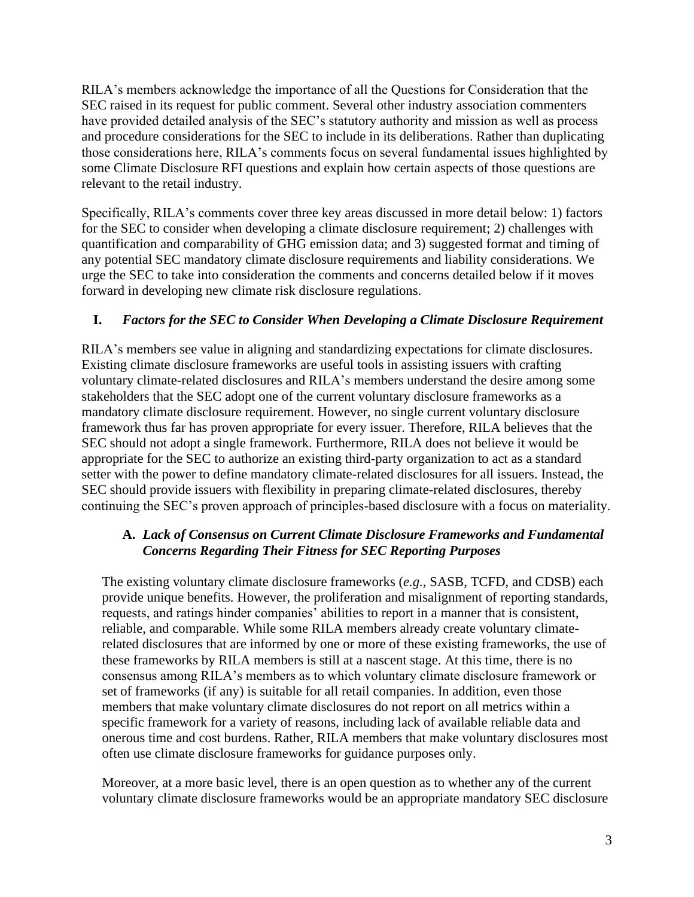RILA's members acknowledge the importance of all the Questions for Consideration that the SEC raised in its request for public comment. Several other industry association commenters have provided detailed analysis of the SEC's statutory authority and mission as well as process and procedure considerations for the SEC to include in its deliberations. Rather than duplicating those considerations here, RILA's comments focus on several fundamental issues highlighted by some Climate Disclosure RFI questions and explain how certain aspects of those questions are relevant to the retail industry.

Specifically, RILA's comments cover three key areas discussed in more detail below: 1) factors for the SEC to consider when developing a climate disclosure requirement; 2) challenges with quantification and comparability of GHG emission data; and 3) suggested format and timing of any potential SEC mandatory climate disclosure requirements and liability considerations. We urge the SEC to take into consideration the comments and concerns detailed below if it moves forward in developing new climate risk disclosure regulations.

## I. *Factors for the SEC to Consider When Developing a Climate Disclosure Requirement*

RILA's members see value in aligning and standardizing expectations for climate disclosures. Existing climate disclosure frameworks are useful tools in assisting issuers with crafting voluntary climate-related disclosures and RILA's members understand the desire among some stakeholders that the SEC adopt one of the current voluntary disclosure frameworks as a mandatory climate disclosure requirement. However, no single current voluntary disclosure framework thus far has proven appropriate for every issuer. Therefore, RILA believes that the SEC should not adopt a single framework. Furthermore, RILA does not believe it would be appropriate for the SEC to authorize an existing third-party organization to act as a standard setter with the power to define mandatory climate-related disclosures for all issuers. Instead, the SEC should provide issuers with flexibility in preparing climate-related disclosures, thereby continuing the SEC's proven approach of principles-based disclosure with a focus on materiality.

### A. *Lack of Consensus on Current Climate Disclosure Frameworks and Fundamental Concerns Regarding Their Fitness for SEC Reporting Purposes*

The existing voluntary climate disclosure frameworks (*e.g.*, SASB, TCFD, and CDSB) each provide unique benefits. However, the proliferation and misalignment of reporting standards, requests, and ratings hinder companies' abilities to report in a manner that is consistent, reliable, and comparable. While some RILA members already create voluntary climate-related disclosures that are informed by one or more of these existing frameworks, the use of these frameworks by RILA members is still at a nascent stage. At this time, there is no consensus among RILA's members as to which voluntary climate disclosure framework or set of frameworks (if any) is suitable for all retail companies. In addition, even those members that make voluntary climate disclosures do not report on all metrics within a specific framework for a variety of reasons, including lack of available reliable data and onerous time and cost burdens. Rather, RILA members that make voluntary disclosures most often use climate disclosure frameworks for guidance purposes only.

Moreover, at a more basic level, there is an open question as to whether any of the current voluntary climate disclosure frameworks would be an appropriate mandatory SEC disclosure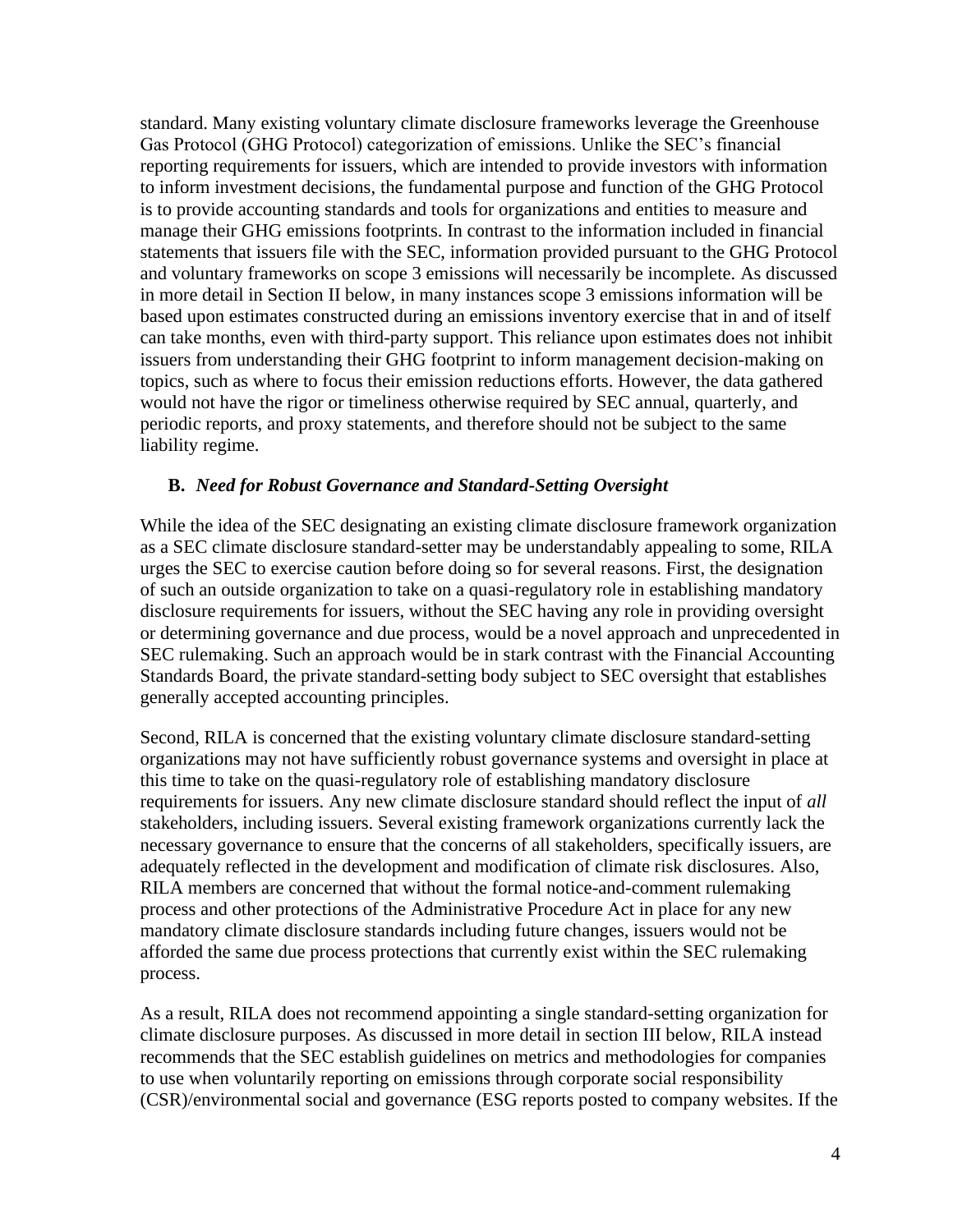standard. Many existing voluntary climate disclosure frameworks leverage the Greenhouse Gas Protocol (GHG Protocol) categorization of emissions. Unlike the SEC's financial reporting requirements for issuers, which are intended to provide investors with information to inform investment decisions, the fundamental purpose and function of the GHG Protocol is to provide accounting standards and tools for organizations and entities to measure and manage their GHG emissions footprints. In contrast to the information included in financial statements that issuers file with the SEC, information provided pursuant to the GHG Protocol and voluntary frameworks on scope 3 emissions will necessarily be incomplete. As discussed in more detail in Section II below, in many instances scope 3 emissions information will be based upon estimates constructed during an emissions inventory exercise that in and of itself can take months, even with third-party support. This reliance upon estimates does not inhibit issuers from understanding their GHG footprint to inform management decision-making on topics, such as where to focus their emission reductions efforts. However, the data gathered would not have the rigor or timeliness otherwise required by SEC annual, quarterly, and periodic reports, and proxy statements, and therefore should not be subject to the same liability regime.

### B. *Need for Robust Governance and Standard-Setting Oversight*

While the idea of the SEC designating an existing climate disclosure framework organization as a SEC climate disclosure standard-setter may be understandably appealing to some, RILA urges the SEC to exercise caution before doing so for several reasons. First, the designation of such an outside organization to take on a quasi-regulatory role in establishing mandatory disclosure requirements for issuers, without the SEC having any role in providing oversight or determining governance and due process, would be a novel approach and unprecedented in SEC rulemaking. Such an approach would be in stark contrast with the Financial Accounting Standards Board, the private standard-setting body subject to SEC oversight that establishes generally accepted accounting principles.

Second, RILA is concerned that the existing voluntary climate disclosure standard-setting organizations may not have sufficiently robust governance systems and oversight in place at this time to take on the quasi-regulatory role of establishing mandatory disclosure requirements for issuers. Any new climate disclosure standard should reflect the input of *all* stakeholders, including issuers. Several existing framework organizations currently lack the necessary governance to ensure that the concerns of all stakeholders, specifically issuers, are adequately reflected in the development and modification of climate risk disclosures. Also, RILA members are concerned that without the formal notice-and-comment rulemaking process and other protections of the Administrative Procedure Act in place for any new mandatory climate disclosure standards including future changes, issuers would not be afforded the same due process protections that currently exist within the SEC rulemaking process.

As a result, RILA does not recommend appointing a single standard-setting organization for climate disclosure purposes. As discussed in more detail in section III below, RILA instead recommends that the SEC establish guidelines on metrics and methodologies for companies to use when voluntarily reporting on emissions through corporate social responsibility (CSR)/environmental social and governance (ESG reports posted to company websites. If the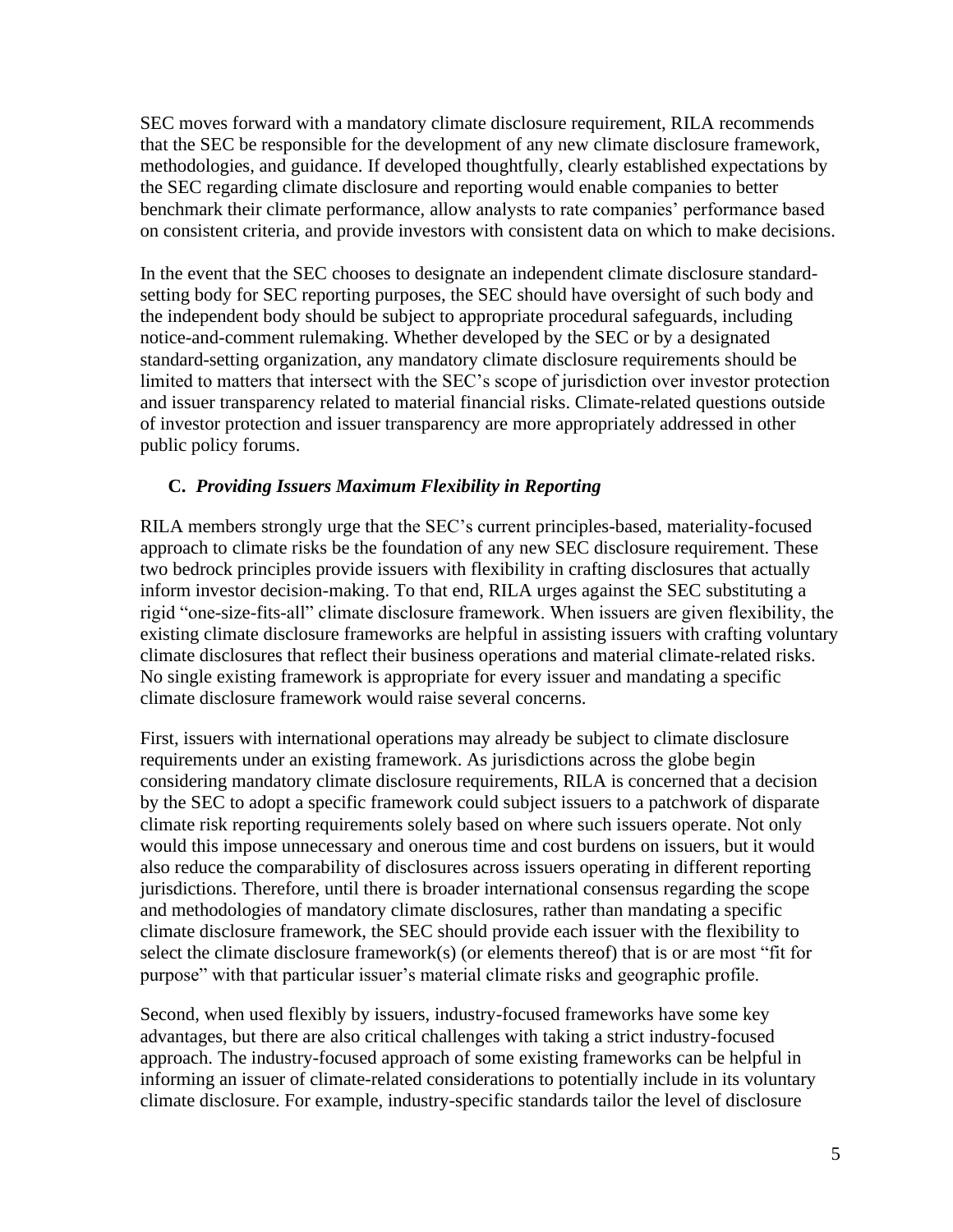SEC moves forward with a mandatory climate disclosure requirement, RILA recommends that the SEC be responsible for the development of any new climate disclosure framework, methodologies, and guidance. If developed thoughtfully, clearly established expectations by the SEC regarding climate disclosure and reporting would enable companies to better benchmark their climate performance, allow analysts to rate companies' performance based on consistent criteria, and provide investors with consistent data on which to make decisions.

In the event that the SEC chooses to designate an independent climate disclosure standard-setting body for SEC reporting purposes, the SEC should have oversight of such body and the independent body should be subject to appropriate procedural safeguards, including notice-and-comment rulemaking. Whether developed by the SEC or by a designated standard-setting organization, any mandatory climate disclosure requirements should be limited to matters that intersect with the SEC's scope of jurisdiction over investor protection and issuer transparency related to material financial risks. Climate-related questions outside of investor protection and issuer transparency are more appropriately addressed in other public policy forums.

### C. *Providing Issuers Maximum Flexibility in Reporting*

RILA members strongly urge that the SEC's current principles-based, materiality-focused approach to climate risks be the foundation of any new SEC disclosure requirement. These two bedrock principles provide issuers with flexibility in crafting disclosures that actually inform investor decision-making. To that end, RILA urges against the SEC substituting a rigid "one-size-fits-all" climate disclosure framework. When issuers are given flexibility, the existing climate disclosure frameworks are helpful in assisting issuers with crafting voluntary climate disclosures that reflect their business operations and material climate-related risks. No single existing framework is appropriate for every issuer and mandating a specific climate disclosure framework would raise several concerns.

First, issuers with international operations may already be subject to climate disclosure requirements under an existing framework. As jurisdictions across the globe begin considering mandatory climate disclosure requirements, RILA is concerned that a decision by the SEC to adopt a specific framework could subject issuers to a patchwork of disparate climate risk reporting requirements solely based on where such issuers operate. Not only would this impose unnecessary and onerous time and cost burdens on issuers, but it would also reduce the comparability of disclosures across issuers operating in different reporting jurisdictions. Therefore, until there is broader international consensus regarding the scope and methodologies of mandatory climate disclosures, rather than mandating a specific climate disclosure framework, the SEC should provide each issuer with the flexibility to select the climate disclosure framework(s) (or elements thereof) that is or are most "fit for purpose" with that particular issuer's material climate risks and geographic profile.

Second, when used flexibly by issuers, industry-focused frameworks have some key advantages, but there are also critical challenges with taking a strict industry-focused approach. The industry-focused approach of some existing frameworks can be helpful in informing an issuer of climate-related considerations to potentially include in its voluntary climate disclosure. For example, industry-specific standards tailor the level of disclosure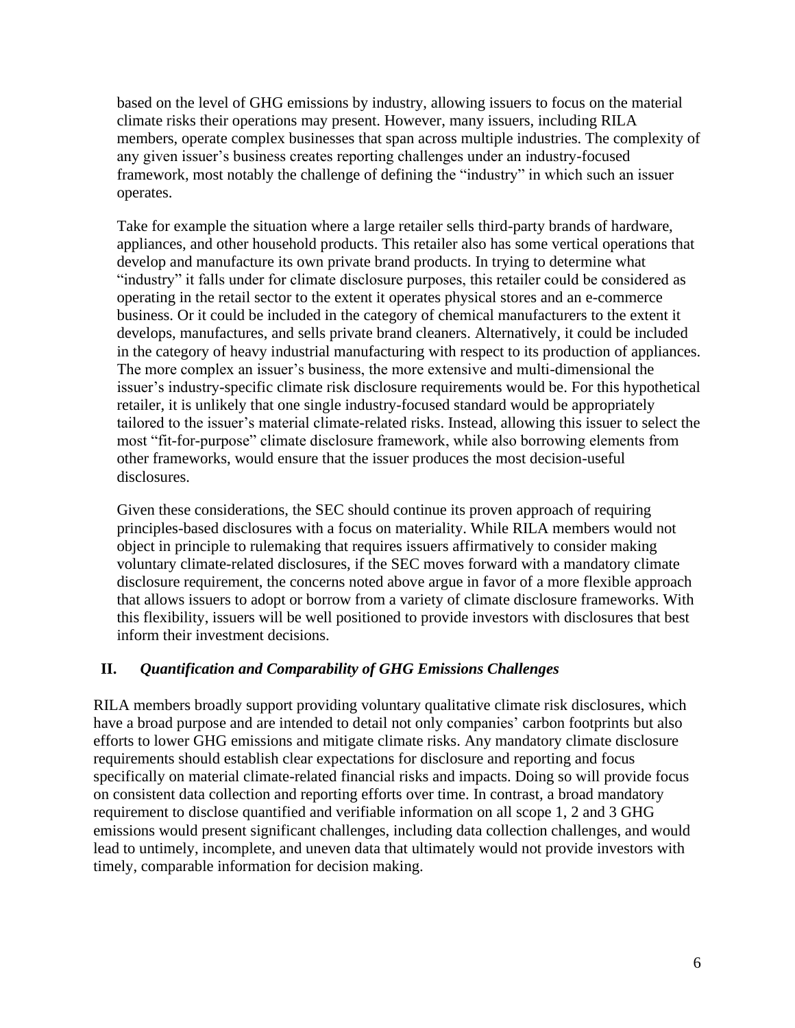based on the level of GHG emissions by industry, allowing issuers to focus on the material climate risks their operations may present. However, many issuers, including RILA members, operate complex businesses that span across multiple industries. The complexity of any given issuer's business creates reporting challenges under an industry-focused framework, most notably the challenge of defining the "industry" in which such an issuer operates.

Take for example the situation where a large retailer sells third-party brands of hardware, appliances, and other household products. This retailer also has some vertical operations that develop and manufacture its own private brand products. In trying to determine what "industry" it falls under for climate disclosure purposes, this retailer could be considered as operating in the retail sector to the extent it operates physical stores and an e-commerce business. Or it could be included in the category of chemical manufacturers to the extent it develops, manufactures, and sells private brand cleaners. Alternatively, it could be included in the category of heavy industrial manufacturing with respect to its production of appliances. The more complex an issuer's business, the more extensive and multi-dimensional the issuer's industry-specific climate risk disclosure requirements would be. For this hypothetical retailer, it is unlikely that one single industry-focused standard would be appropriately tailored to the issuer's material climate-related risks. Instead, allowing this issuer to select the most "fit-for-purpose" climate disclosure framework, while also borrowing elements from other frameworks, would ensure that the issuer produces the most decision-useful disclosures.

Given these considerations, the SEC should continue its proven approach of requiring principles-based disclosures with a focus on materiality. While RILA members would not object in principle to rulemaking that requires issuers affirmatively to consider making voluntary climate-related disclosures, if the SEC moves forward with a mandatory climate disclosure requirement, the concerns noted above argue in favor of a more flexible approach that allows issuers to adopt or borrow from a variety of climate disclosure frameworks. With this flexibility, issuers will be well positioned to provide investors with disclosures that best inform their investment decisions.

## II. *Quantification and Comparability of GHG Emissions Challenges*

RILA members broadly support providing voluntary qualitative climate risk disclosures, which have a broad purpose and are intended to detail not only companies' carbon footprints but also efforts to lower GHG emissions and mitigate climate risks. Any mandatory climate disclosure requirements should establish clear expectations for disclosure and reporting and focus specifically on material climate-related financial risks and impacts. Doing so will provide focus on consistent data collection and reporting efforts over time. In contrast, a broad mandatory requirement to disclose quantified and verifiable information on all scope 1, 2 and 3 GHG emissions would present significant challenges, including data collection challenges, and would lead to untimely, incomplete, and uneven data that ultimately would not provide investors with timely, comparable information for decision making.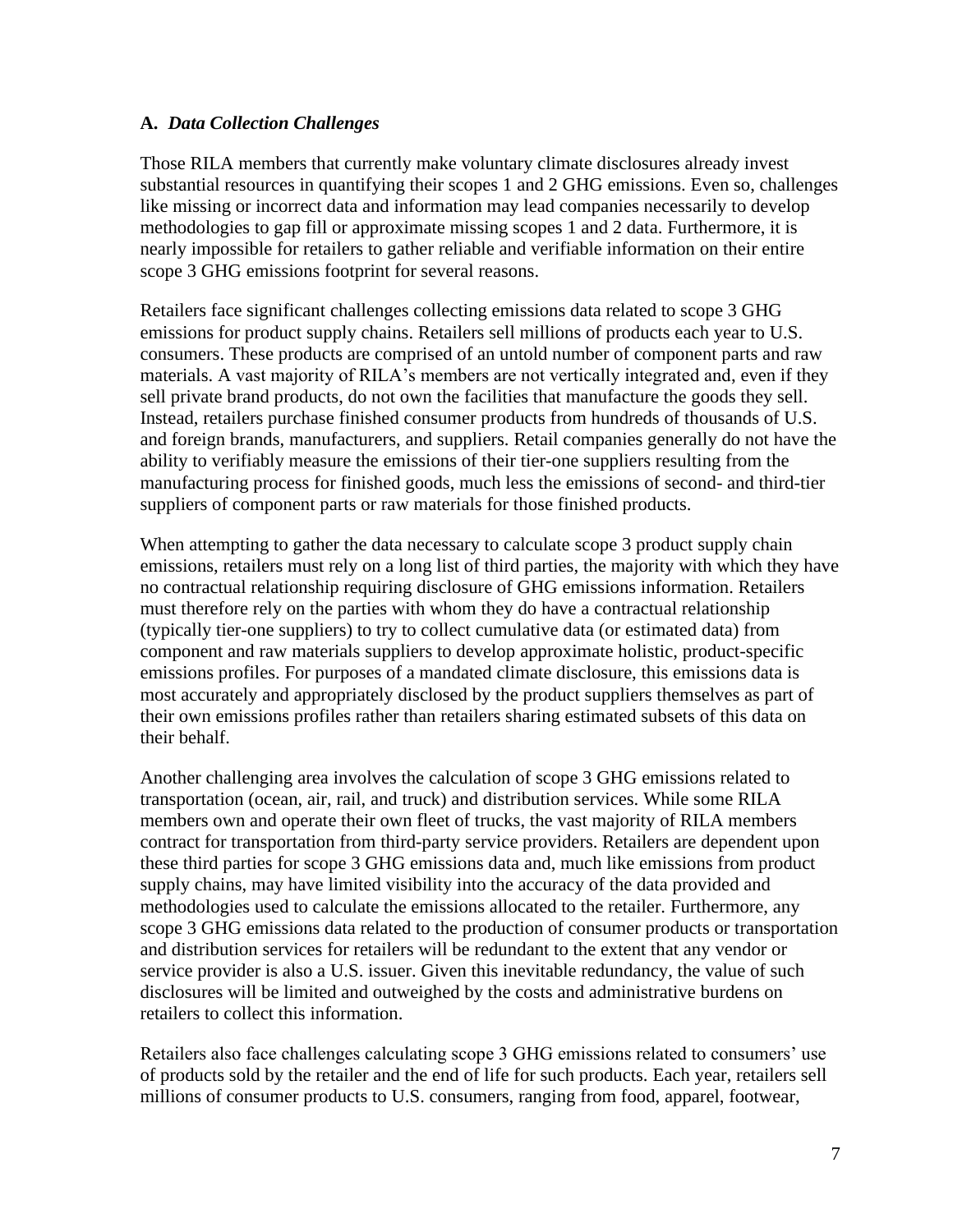### A. *Data Collection Challenges*

Those RILA members that currently make voluntary climate disclosures already invest substantial resources in quantifying their scopes 1 and 2 GHG emissions. Even so, challenges like missing or incorrect data and information may lead companies necessarily to develop methodologies to gap fill or approximate missing scopes 1 and 2 data. Furthermore, it is nearly impossible for retailers to gather reliable and verifiable information on their entire scope 3 GHG emissions footprint for several reasons.

Retailers face significant challenges collecting emissions data related to scope 3 GHG emissions for product supply chains. Retailers sell millions of products each year to U.S. consumers. These products are comprised of an untold number of component parts and raw materials. A vast majority of RILA's members are not vertically integrated and, even if they sell private brand products, do not own the facilities that manufacture the goods they sell. Instead, retailers purchase finished consumer products from hundreds of thousands of U.S. and foreign brands, manufacturers, and suppliers. Retail companies generally do not have the ability to verifiably measure the emissions of their tier-one suppliers resulting from the manufacturing process for finished goods, much less the emissions of second- and third-tier suppliers of component parts or raw materials for those finished products.

When attempting to gather the data necessary to calculate scope 3 product supply chain emissions, retailers must rely on a long list of third parties, the majority with which they have no contractual relationship requiring disclosure of GHG emissions information. Retailers must therefore rely on the parties with whom they do have a contractual relationship (typically tier-one suppliers) to try to collect cumulative data (or estimated data) from component and raw materials suppliers to develop approximate holistic, product-specific emissions profiles. For purposes of a mandated climate disclosure, this emissions data is most accurately and appropriately disclosed by the product suppliers themselves as part of their own emissions profiles rather than retailers sharing estimated subsets of this data on their behalf.

Another challenging area involves the calculation of scope 3 GHG emissions related to transportation (ocean, air, rail, and truck) and distribution services. While some RILA members own and operate their own fleet of trucks, the vast majority of RILA members contract for transportation from third-party service providers. Retailers are dependent upon these third parties for scope 3 GHG emissions data and, much like emissions from product supply chains, may have limited visibility into the accuracy of the data provided and methodologies used to calculate the emissions allocated to the retailer. Furthermore, any scope 3 GHG emissions data related to the production of consumer products or transportation and distribution services for retailers will be redundant to the extent that any vendor or service provider is also a U.S. issuer. Given this inevitable redundancy, the value of such disclosures will be limited and outweighed by the costs and administrative burdens on retailers to collect this information.

Retailers also face challenges calculating scope 3 GHG emissions related to consumers' use of products sold by the retailer and the end of life for such products. Each year, retailers sell millions of consumer products to U.S. consumers, ranging from food, apparel, footwear,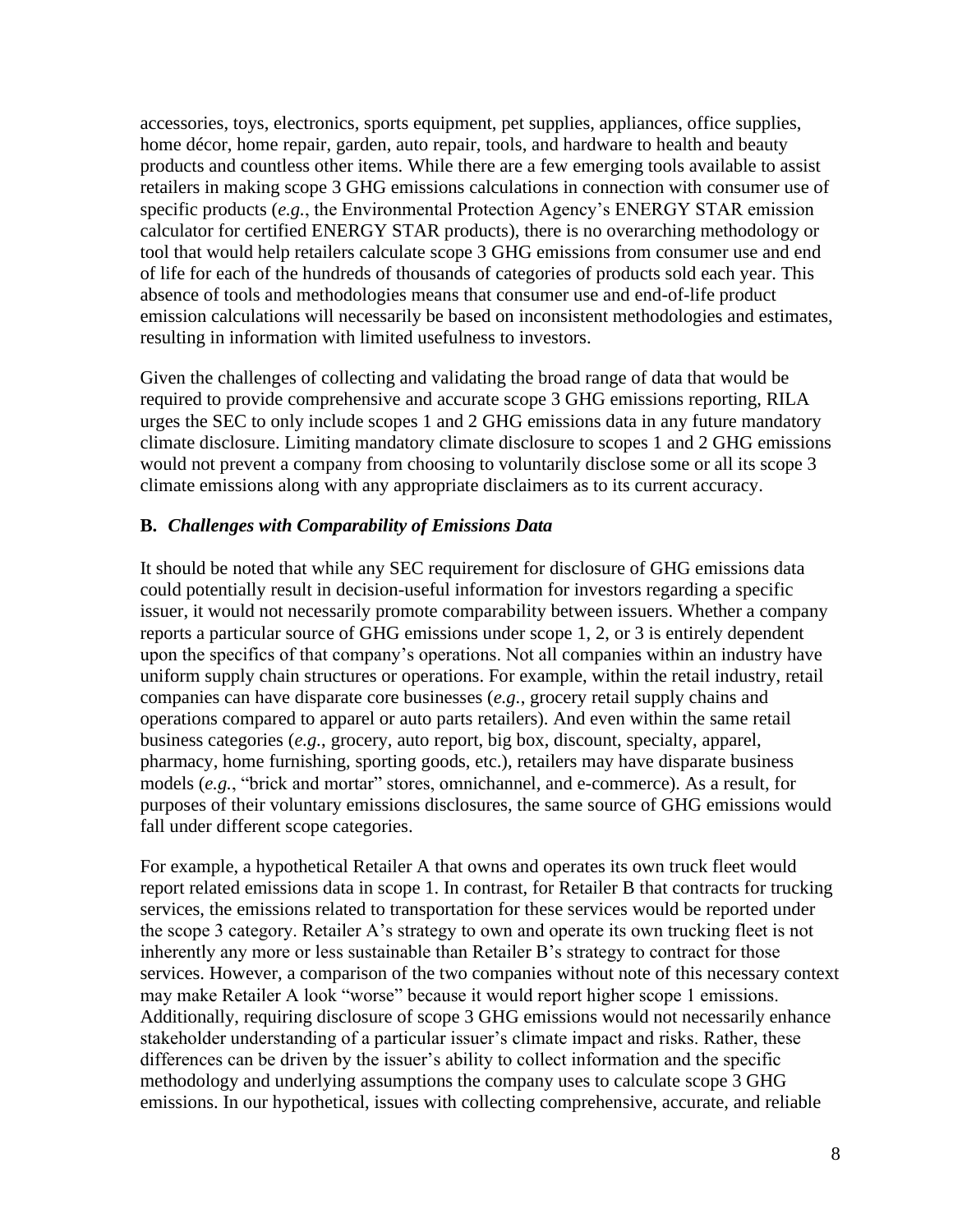accessories, toys, electronics, sports equipment, pet supplies, appliances, office supplies, home décor, home repair, garden, auto repair, tools, and hardware to health and beauty products and countless other items. While there are a few emerging tools available to assist retailers in making scope 3 GHG emissions calculations in connection with consumer use of specific products (*e.g.*, the Environmental Protection Agency's ENERGY STAR emission calculator for certified ENERGY STAR products), there is no overarching methodology or tool that would help retailers calculate scope 3 GHG emissions from consumer use and end of life for each of the hundreds of thousands of categories of products sold each year. This absence of tools and methodologies means that consumer use and end-of-life product emission calculations will necessarily be based on inconsistent methodologies and estimates, resulting in information with limited usefulness to investors.

Given the challenges of collecting and validating the broad range of data that would be required to provide comprehensive and accurate scope 3 GHG emissions reporting, RILA urges the SEC to only include scopes 1 and 2 GHG emissions data in any future mandatory climate disclosure. Limiting mandatory climate disclosure to scopes 1 and 2 GHG emissions would not prevent a company from choosing to voluntarily disclose some or all its scope 3 climate emissions along with any appropriate disclaimers as to its current accuracy.

**B.** ***Challenges with Comparability of Emissions Data***

It should be noted that while any SEC requirement for disclosure of GHG emissions data could potentially result in decision-useful information for investors regarding a specific issuer, it would not necessarily promote comparability between issuers. Whether a company reports a particular source of GHG emissions under scope 1, 2, or 3 is entirely dependent upon the specifics of that company's operations. Not all companies within an industry have uniform supply chain structures or operations. For example, within the retail industry, retail companies can have disparate core businesses (*e.g.*, grocery retail supply chains and operations compared to apparel or auto parts retailers). And even within the same retail business categories (*e.g.*, grocery, auto report, big box, discount, specialty, apparel, pharmacy, home furnishing, sporting goods, etc.), retailers may have disparate business models (*e.g.*, "brick and mortar" stores, omnichannel, and e-commerce). As a result, for purposes of their voluntary emissions disclosures, the same source of GHG emissions would fall under different scope categories.

For example, a hypothetical Retailer A that owns and operates its own truck fleet would report related emissions data in scope 1. In contrast, for Retailer B that contracts for trucking services, the emissions related to transportation for these services would be reported under the scope 3 category. Retailer A's strategy to own and operate its own trucking fleet is not inherently any more or less sustainable than Retailer B's strategy to contract for those services. However, a comparison of the two companies without note of this necessary context may make Retailer A look "worse" because it would report higher scope 1 emissions. Additionally, requiring disclosure of scope 3 GHG emissions would not necessarily enhance stakeholder understanding of a particular issuer's climate impact and risks. Rather, these differences can be driven by the issuer's ability to collect information and the specific methodology and underlying assumptions the company uses to calculate scope 3 GHG emissions. In our hypothetical, issues with collecting comprehensive, accurate, and reliable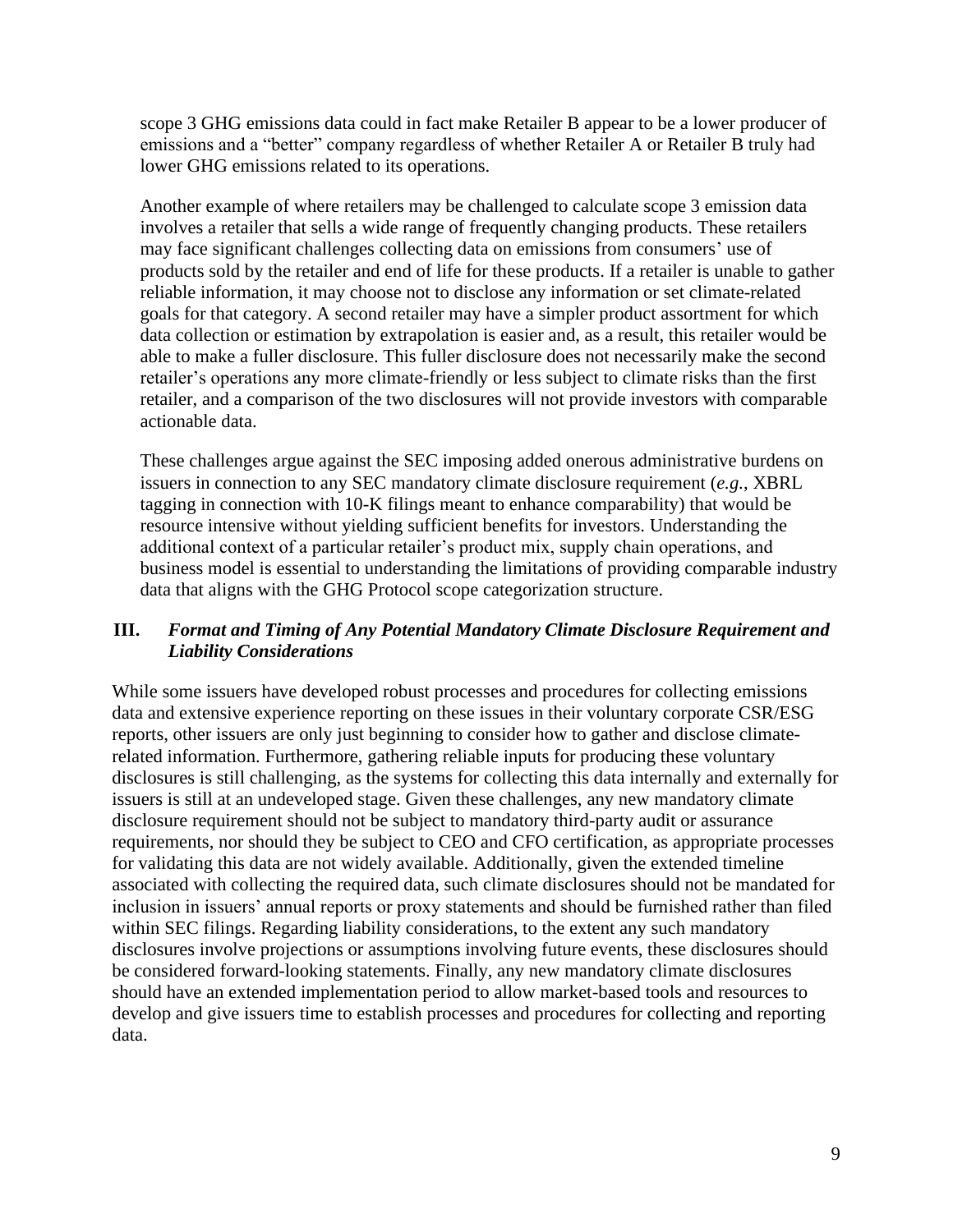scope 3 GHG emissions data could in fact make Retailer B appear to be a lower producer of emissions and a "better" company regardless of whether Retailer A or Retailer B truly had lower GHG emissions related to its operations.

Another example of where retailers may be challenged to calculate scope 3 emission data involves a retailer that sells a wide range of frequently changing products. These retailers may face significant challenges collecting data on emissions from consumers' use of products sold by the retailer and end of life for these products. If a retailer is unable to gather reliable information, it may choose not to disclose any information or set climate-related goals for that category. A second retailer may have a simpler product assortment for which data collection or estimation by extrapolation is easier and, as a result, this retailer would be able to make a fuller disclosure. This fuller disclosure does not necessarily make the second retailer's operations any more climate-friendly or less subject to climate risks than the first retailer, and a comparison of the two disclosures will not provide investors with comparable actionable data.

These challenges argue against the SEC imposing added onerous administrative burdens on issuers in connection to any SEC mandatory climate disclosure requirement (*e.g.*, XBRL tagging in connection with 10-K filings meant to enhance comparability) that would be resource intensive without yielding sufficient benefits for investors. Understanding the additional context of a particular retailer's product mix, supply chain operations, and business model is essential to understanding the limitations of providing comparable industry data that aligns with the GHG Protocol scope categorization structure.

## III. *Format and Timing of Any Potential Mandatory Climate Disclosure Requirement and Liability Considerations*

While some issuers have developed robust processes and procedures for collecting emissions data and extensive experience reporting on these issues in their voluntary corporate CSR/ESG reports, other issuers are only just beginning to consider how to gather and disclose climate-related information. Furthermore, gathering reliable inputs for producing these voluntary disclosures is still challenging, as the systems for collecting this data internally and externally for issuers is still at an undeveloped stage. Given these challenges, any new mandatory climate disclosure requirement should not be subject to mandatory third-party audit or assurance requirements, nor should they be subject to CEO and CFO certification, as appropriate processes for validating this data are not widely available. Additionally, given the extended timeline associated with collecting the required data, such climate disclosures should not be mandated for inclusion in issuers' annual reports or proxy statements and should be furnished rather than filed within SEC filings. Regarding liability considerations, to the extent any such mandatory disclosures involve projections or assumptions involving future events, these disclosures should be considered forward-looking statements. Finally, any new mandatory climate disclosures should have an extended implementation period to allow market-based tools and resources to develop and give issuers time to establish processes and procedures for collecting and reporting data.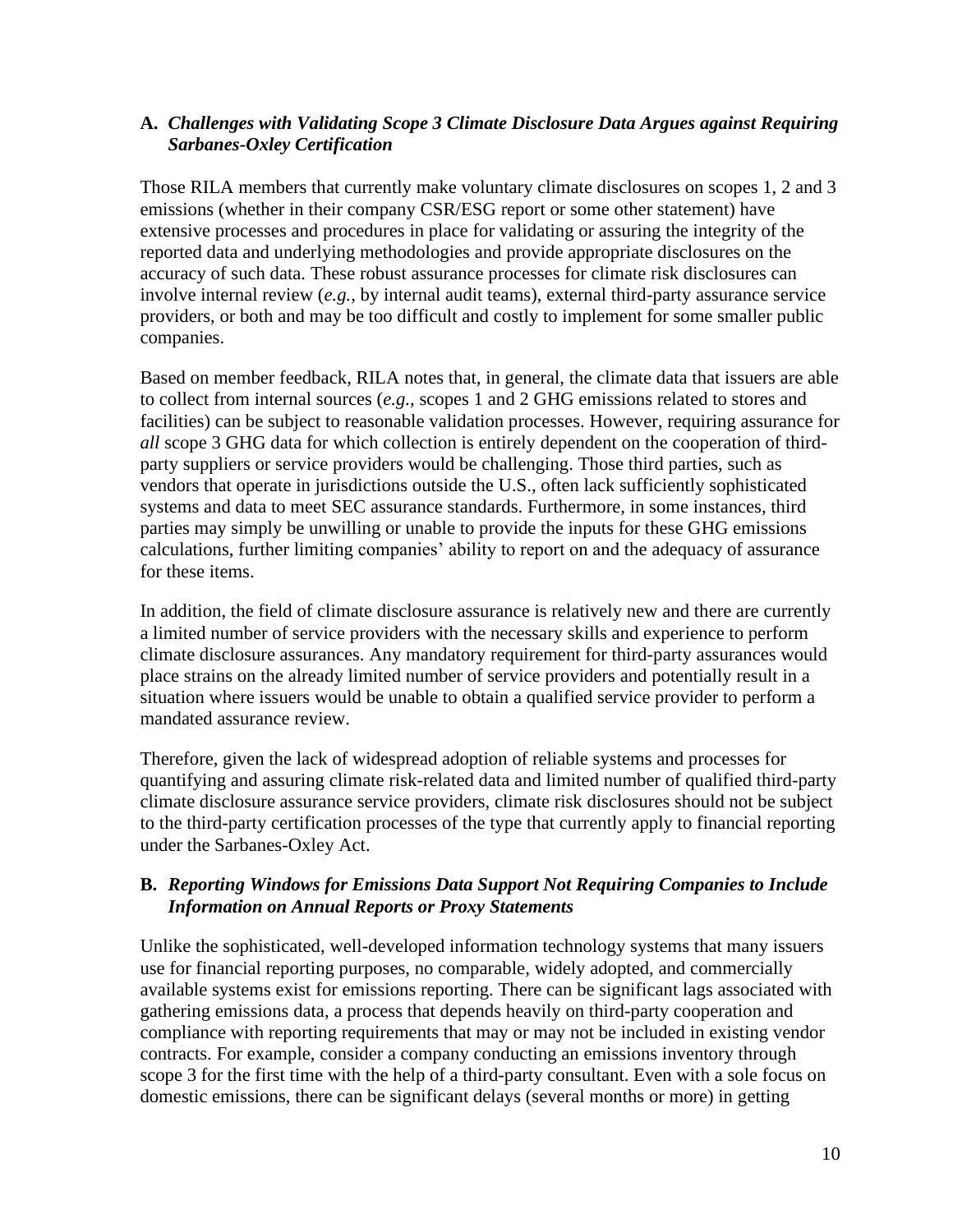### A. *Challenges with Validating Scope 3 Climate Disclosure Data Argues against Requiring Sarbanes-Oxley Certification*

Those RILA members that currently make voluntary climate disclosures on scopes 1, 2 and 3 emissions (whether in their company CSR/ESG report or some other statement) have extensive processes and procedures in place for validating or assuring the integrity of the reported data and underlying methodologies and provide appropriate disclosures on the accuracy of such data. These robust assurance processes for climate risk disclosures can involve internal review (*e.g.*, by internal audit teams), external third-party assurance service providers, or both and may be too difficult and costly to implement for some smaller public companies.

Based on member feedback, RILA notes that, in general, the climate data that issuers are able to collect from internal sources (*e.g.*, scopes 1 and 2 GHG emissions related to stores and facilities) can be subject to reasonable validation processes. However, requiring assurance for *all* scope 3 GHG data for which collection is entirely dependent on the cooperation of third-party suppliers or service providers would be challenging. Those third parties, such as vendors that operate in jurisdictions outside the U.S., often lack sufficiently sophisticated systems and data to meet SEC assurance standards. Furthermore, in some instances, third parties may simply be unwilling or unable to provide the inputs for these GHG emissions calculations, further limiting companies' ability to report on and the adequacy of assurance for these items.

In addition, the field of climate disclosure assurance is relatively new and there are currently a limited number of service providers with the necessary skills and experience to perform climate disclosure assurances. Any mandatory requirement for third-party assurances would place strains on the already limited number of service providers and potentially result in a situation where issuers would be unable to obtain a qualified service provider to perform a mandated assurance review.

Therefore, given the lack of widespread adoption of reliable systems and processes for quantifying and assuring climate risk-related data and limited number of qualified third-party climate disclosure assurance service providers, climate risk disclosures should not be subject to the third-party certification processes of the type that currently apply to financial reporting under the Sarbanes-Oxley Act.

### B. *Reporting Windows for Emissions Data Support Not Requiring Companies to Include Information on Annual Reports or Proxy Statements*

Unlike the sophisticated, well-developed information technology systems that many issuers use for financial reporting purposes, no comparable, widely adopted, and commercially available systems exist for emissions reporting. There can be significant lags associated with gathering emissions data, a process that depends heavily on third-party cooperation and compliance with reporting requirements that may or may not be included in existing vendor contracts. For example, consider a company conducting an emissions inventory through scope 3 for the first time with the help of a third-party consultant. Even with a sole focus on domestic emissions, there can be significant delays (several months or more) in getting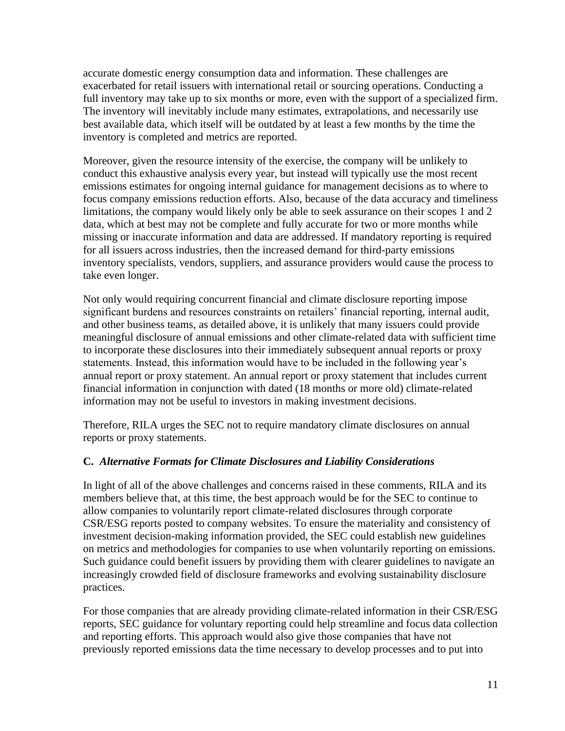accurate domestic energy consumption data and information. These challenges are exacerbated for retail issuers with international retail or sourcing operations. Conducting a full inventory may take up to six months or more, even with the support of a specialized firm. The inventory will inevitably include many estimates, extrapolations, and necessarily use best available data, which itself will be outdated by at least a few months by the time the inventory is completed and metrics are reported.

Moreover, given the resource intensity of the exercise, the company will be unlikely to conduct this exhaustive analysis every year, but instead will typically use the most recent emissions estimates for ongoing internal guidance for management decisions as to where to focus company emissions reduction efforts. Also, because of the data accuracy and timeliness limitations, the company would likely only be able to seek assurance on their scopes 1 and 2 data, which at best may not be complete and fully accurate for two or more months while missing or inaccurate information and data are addressed. If mandatory reporting is required for all issuers across industries, then the increased demand for third-party emissions inventory specialists, vendors, suppliers, and assurance providers would cause the process to take even longer.

Not only would requiring concurrent financial and climate disclosure reporting impose significant burdens and resources constraints on retailers' financial reporting, internal audit, and other business teams, as detailed above, it is unlikely that many issuers could provide meaningful disclosure of annual emissions and other climate-related data with sufficient time to incorporate these disclosures into their immediately subsequent annual reports or proxy statements. Instead, this information would have to be included in the following year's annual report or proxy statement. An annual report or proxy statement that includes current financial information in conjunction with dated (18 months or more old) climate-related information may not be useful to investors in making investment decisions.

Therefore, RILA urges the SEC not to require mandatory climate disclosures on annual reports or proxy statements.

### C. *Alternative Formats for Climate Disclosures and Liability Considerations*

In light of all of the above challenges and concerns raised in these comments, RILA and its members believe that, at this time, the best approach would be for the SEC to continue to allow companies to voluntarily report climate-related disclosures through corporate CSR/ESG reports posted to company websites. To ensure the materiality and consistency of investment decision-making information provided, the SEC could establish new guidelines on metrics and methodologies for companies to use when voluntarily reporting on emissions. Such guidance could benefit issuers by providing them with clearer guidelines to navigate an increasingly crowded field of disclosure frameworks and evolving sustainability disclosure practices.

For those companies that are already providing climate-related information in their CSR/ESG reports, SEC guidance for voluntary reporting could help streamline and focus data collection and reporting efforts. This approach would also give those companies that have not previously reported emissions data the time necessary to develop processes and to put into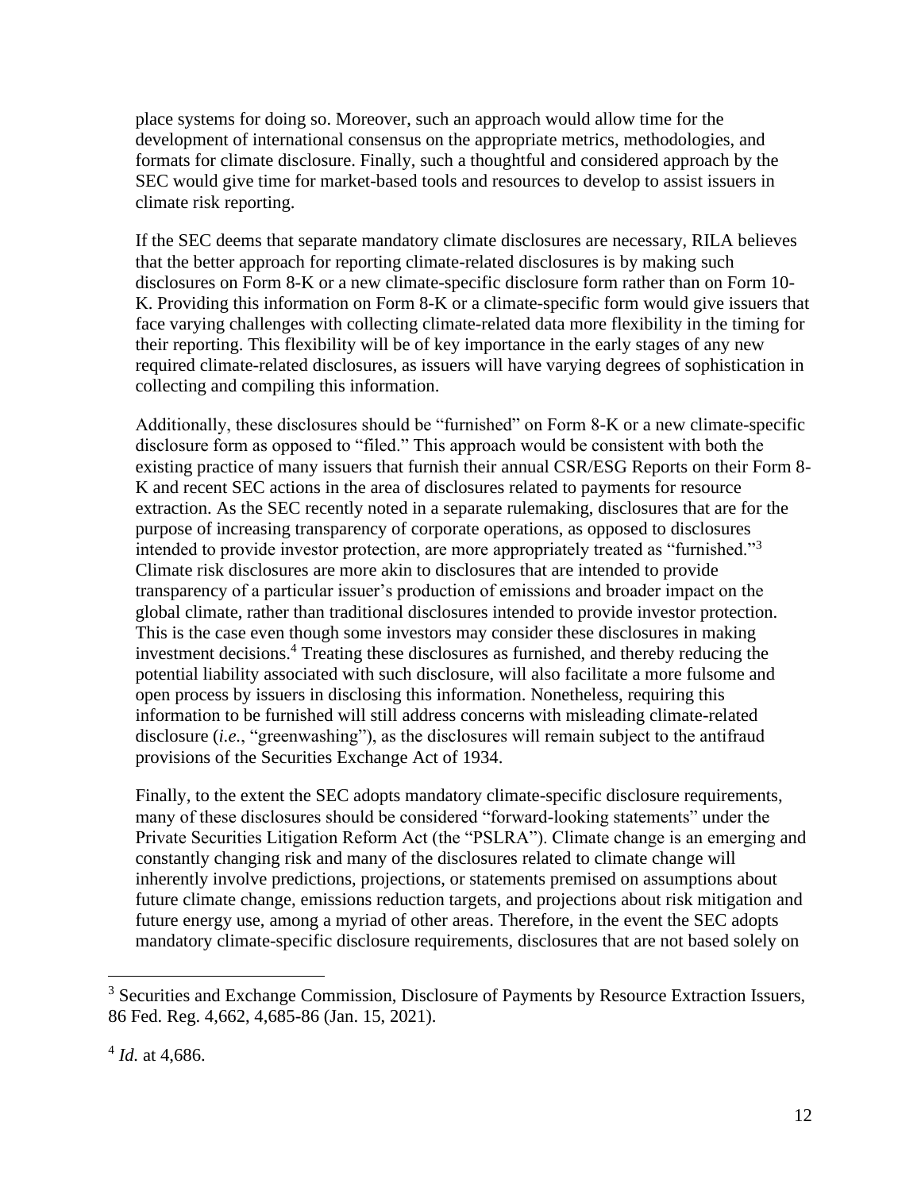place systems for doing so. Moreover, such an approach would allow time for the development of international consensus on the appropriate metrics, methodologies, and formats for climate disclosure. Finally, such a thoughtful and considered approach by the SEC would give time for market-based tools and resources to develop to assist issuers in climate risk reporting.

If the SEC deems that separate mandatory climate disclosures are necessary, RILA believes that the better approach for reporting climate-related disclosures is by making such disclosures on Form 8-K or a new climate-specific disclosure form rather than on Form 10-K. Providing this information on Form 8-K or a climate-specific form would give issuers that face varying challenges with collecting climate-related data more flexibility in the timing for their reporting. This flexibility will be of key importance in the early stages of any new required climate-related disclosures, as issuers will have varying degrees of sophistication in collecting and compiling this information.

Additionally, these disclosures should be "furnished" on Form 8-K or a new climate-specific disclosure form as opposed to "filed." This approach would be consistent with both the existing practice of many issuers that furnish their annual CSR/ESG Reports on their Form 8-K and recent SEC actions in the area of disclosures related to payments for resource extraction. As the SEC recently noted in a separate rulemaking, disclosures that are for the purpose of increasing transparency of corporate operations, as opposed to disclosures intended to provide investor protection, are more appropriately treated as "furnished."[3] Climate risk disclosures are more akin to disclosures that are intended to provide transparency of a particular issuer's production of emissions and broader impact on the global climate, rather than traditional disclosures intended to provide investor protection. This is the case even though some investors may consider these disclosures in making investment decisions.[4] Treating these disclosures as furnished, and thereby reducing the potential liability associated with such disclosure, will also facilitate a more fulsome and open process by issuers in disclosing this information. Nonetheless, requiring this information to be furnished will still address concerns with misleading climate-related disclosure (*i.e.*, "greenwashing"), as the disclosures will remain subject to the antifraud provisions of the Securities Exchange Act of 1934.

Finally, to the extent the SEC adopts mandatory climate-specific disclosure requirements, many of these disclosures should be considered "forward-looking statements" under the Private Securities Litigation Reform Act (the "PSLRA"). Climate change is an emerging and constantly changing risk and many of the disclosures related to climate change will inherently involve predictions, projections, or statements premised on assumptions about future climate change, emissions reduction targets, and projections about risk mitigation and future energy use, among a myriad of other areas. Therefore, in the event the SEC adopts mandatory climate-specific disclosure requirements, disclosures that are not based solely on

---

[3] Securities and Exchange Commission, Disclosure of Payments by Resource Extraction Issuers, 86 Fed. Reg. 4,662, 4,685-86 (Jan. 15, 2021).

[4] *Id.* at 4,686.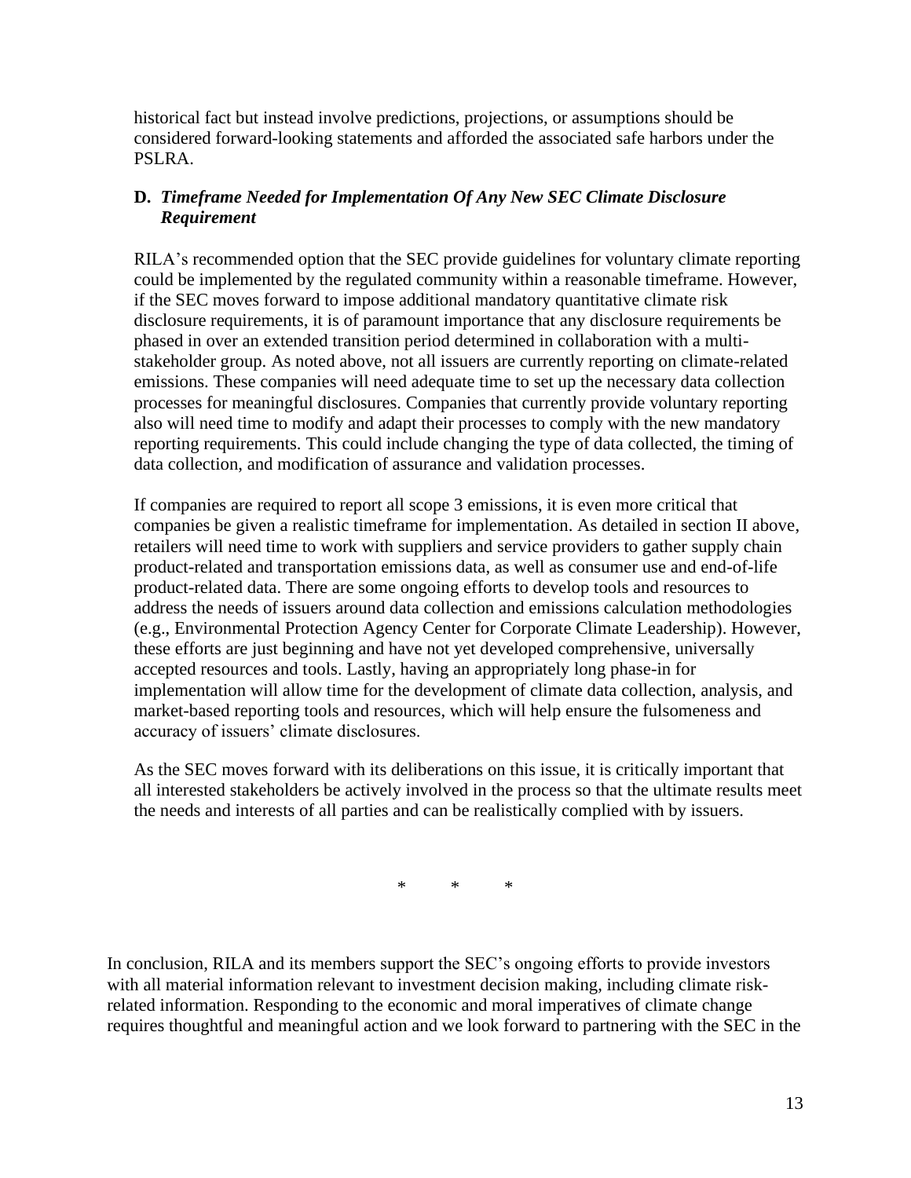historical fact but instead involve predictions, projections, or assumptions should be considered forward-looking statements and afforded the associated safe harbors under the PSLRA.

### D. *Timeframe Needed for Implementation Of Any New SEC Climate Disclosure Requirement*

RILA's recommended option that the SEC provide guidelines for voluntary climate reporting could be implemented by the regulated community within a reasonable timeframe. However, if the SEC moves forward to impose additional mandatory quantitative climate risk disclosure requirements, it is of paramount importance that any disclosure requirements be phased in over an extended transition period determined in collaboration with a multi-stakeholder group. As noted above, not all issuers are currently reporting on climate-related emissions. These companies will need adequate time to set up the necessary data collection processes for meaningful disclosures. Companies that currently provide voluntary reporting also will need time to modify and adapt their processes to comply with the new mandatory reporting requirements. This could include changing the type of data collected, the timing of data collection, and modification of assurance and validation processes.

If companies are required to report all scope 3 emissions, it is even more critical that companies be given a realistic timeframe for implementation. As detailed in section II above, retailers will need time to work with suppliers and service providers to gather supply chain product-related and transportation emissions data, as well as consumer use and end-of-life product-related data. There are some ongoing efforts to develop tools and resources to address the needs of issuers around data collection and emissions calculation methodologies (e.g., Environmental Protection Agency Center for Corporate Climate Leadership). However, these efforts are just beginning and have not yet developed comprehensive, universally accepted resources and tools. Lastly, having an appropriately long phase-in for implementation will allow time for the development of climate data collection, analysis, and market-based reporting tools and resources, which will help ensure the fulsomeness and accuracy of issuers' climate disclosures.

As the SEC moves forward with its deliberations on this issue, it is critically important that all interested stakeholders be actively involved in the process so that the ultimate results meet the needs and interests of all parties and can be realistically complied with by issuers.

\* \* \*

In conclusion, RILA and its members support the SEC's ongoing efforts to provide investors with all material information relevant to investment decision making, including climate risk-related information. Responding to the economic and moral imperatives of climate change requires thoughtful and meaningful action and we look forward to partnering with the SEC in the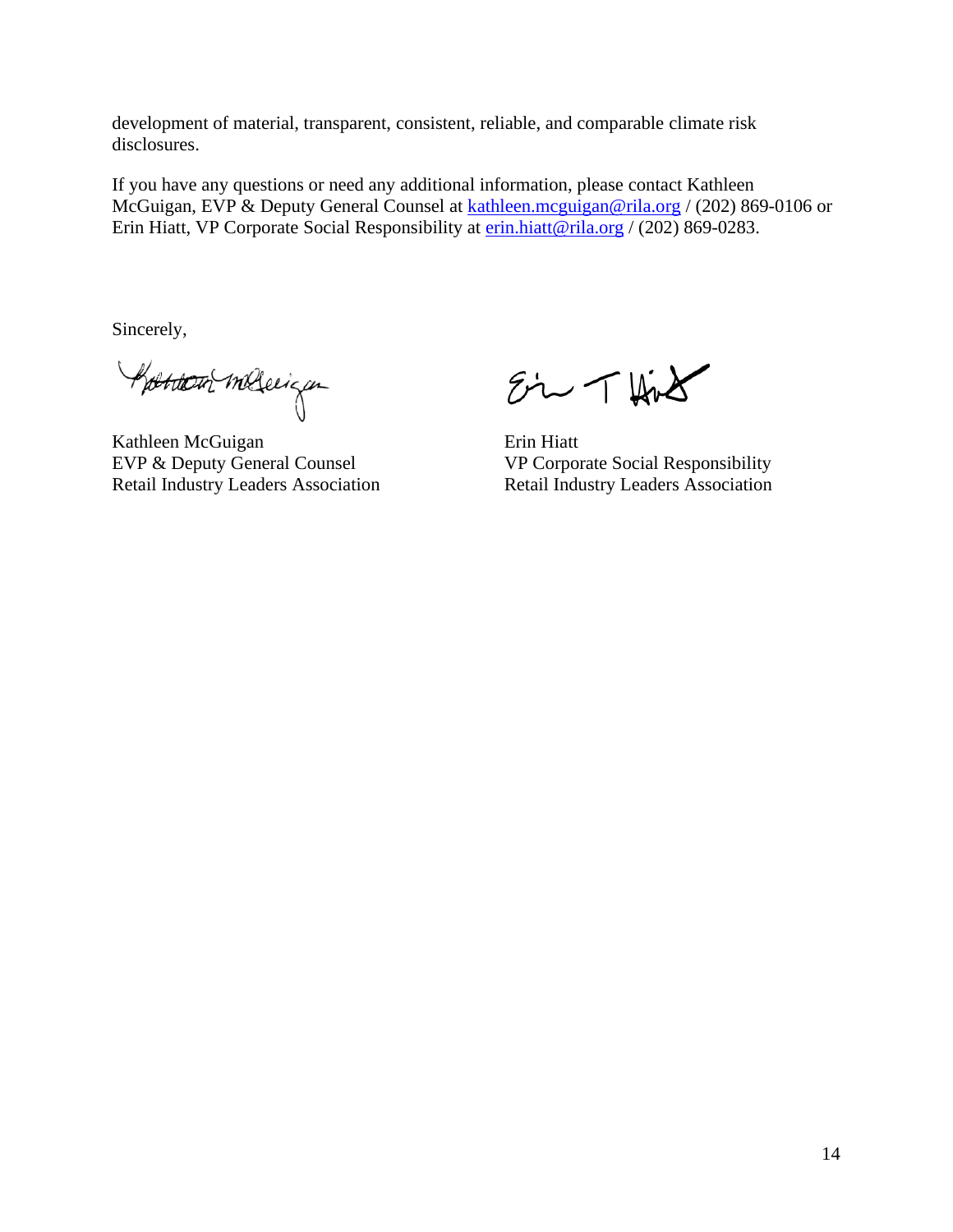development of material, transparent, consistent, reliable, and comparable climate risk disclosures.

If you have any questions or need any additional information, please contact Kathleen McGuigan, EVP & Deputy General Counsel at kathleen.mcguigan@rila.org / (202) 869-0106 or Erin Hiatt, VP Corporate Social Responsibility at erin.hiatt@rila.org / (202) 869-0283.

Sincerely,

| | |
|---|---|
| Kathleen McGuigan | Erin Hiatt |
| EVP & Deputy General Counsel | VP Corporate Social Responsibility |
| Retail Industry Leaders Association | Retail Industry Leaders Association |